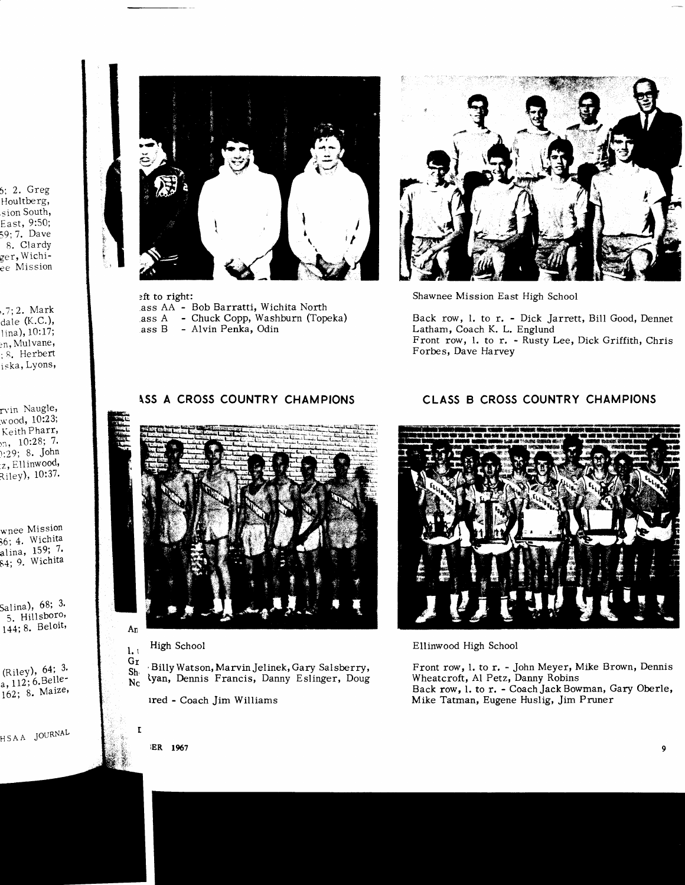6; 2. Greg Houltberg, sion South, East, 9:50; 59; 7. Dave 8. Clardy ger, Wichi- ee Mission

.7; 2. Mark dale (K.C.), lina), 10:17; en, Mulvane, ; 8. Herbert iska, Lyons,

rvin Naugle, wood, 10:23; Keith Pharr, n, 10:28; 7. :29; 8. John z, Ellinwood, Riley), 10:37.

wnee Mission 56; 4. Wichita alina, 159; 7. 84; 9. Wichita

Salina), 68; 3. 5. Hillsboro, 144; 8. Beloit,

(Riley), 64; 3. a, 112; 6. Belle- 162; 8. Maize,

eft to right:
ass AA - Bob Barratti, Wichita North
ass A - Chuck Copp, Washburn (Topeka)
ass B - Alvin Penka, Odin

Shawnee Mission East High School

Back row, l. to r. - Dick Jarrett, Bill Good, Dennet Latham, Coach K. L. Englund
Front row, l. to r. - Rusty Lee, Dick Griffith, Chris Forbes, Dave Harvey

## ASS A CROSS COUNTRY CHAMPIONS

An

High School

l. t
Gr - Billy Watson, Marvin Jelinek, Gary Salsberry,
Sh
Nc Ryan, Dennis Francis, Danny Eslinger, Doug

ired - Coach Jim Williams

## CLASS B CROSS COUNTRY CHAMPIONS

Ellinwood High School

Front row, l. to r. - John Meyer, Mike Brown, Dennis Wheatcroft, Al Petz, Danny Robins
Back row, l. to r. - Coach Jack Bowman, Gary Oberle, Mike Tatman, Eugene Huslig, Jim Pruner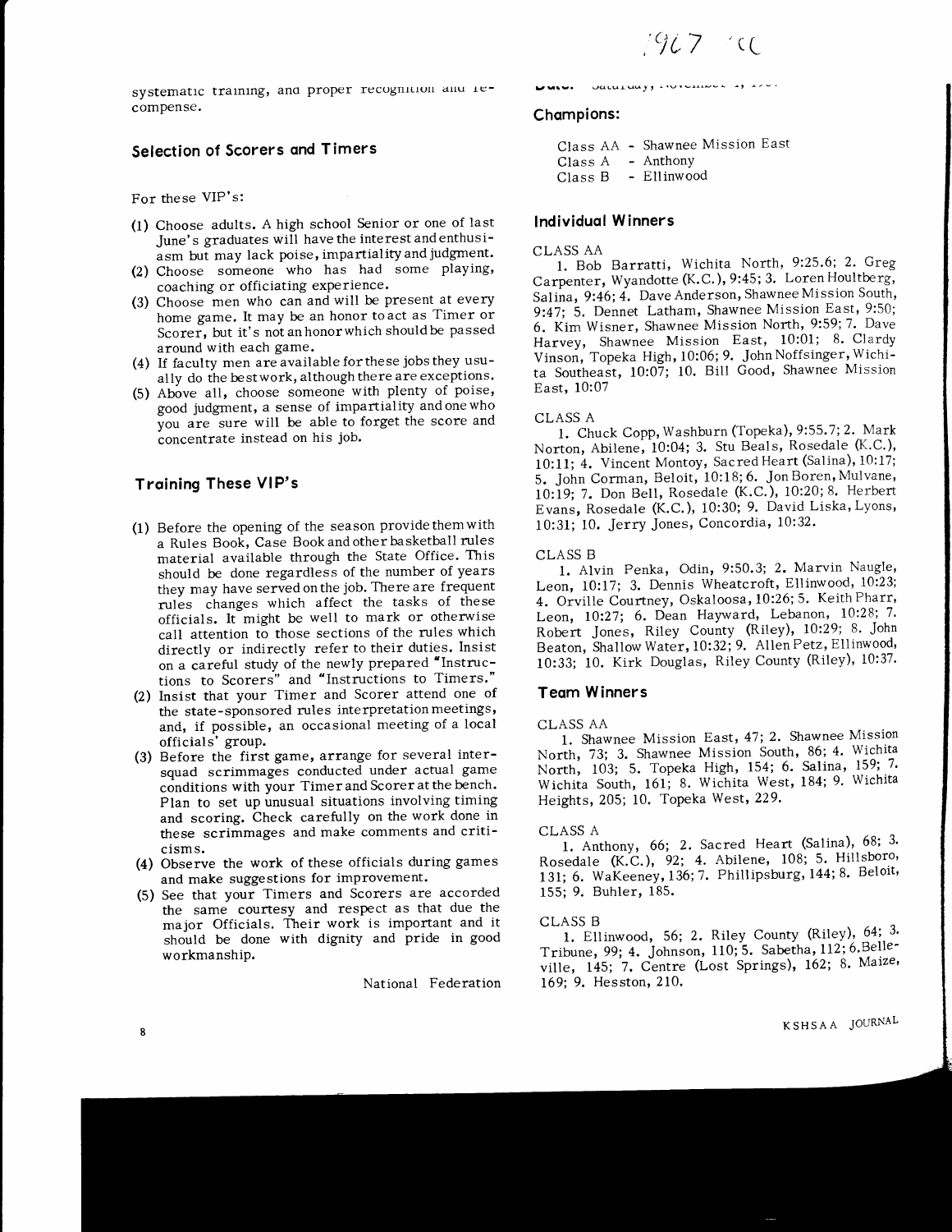systematic training, and proper recognition and recompense.

### Selection of Scorers and Timers

For these VIP's:

(1) Choose adults. A high school Senior or one of last June's graduates will have the interest and enthusiasm but may lack poise, impartiality and judgment.
(2) Choose someone who has had some playing, coaching or officiating experience.
(3) Choose men who can and will be present at every home game. It may be an honor to act as Timer or Scorer, but it's not an honor which should be passed around with each game.
(4) If faculty men are available for these jobs they usually do the best work, although there are exceptions.
(5) Above all, choose someone with plenty of poise, good judgment, a sense of impartiality and one who you are sure will be able to forget the score and concentrate instead on his job.

### Training These VIP's

(1) Before the opening of the season provide them with a Rules Book, Case Book and other basketball rules material available through the State Office. This should be done regardless of the number of years they may have served on the job. There are frequent rules changes which affect the tasks of these officials. It might be well to mark or otherwise call attention to those sections of the rules which directly or indirectly refer to their duties. Insist on a careful study of the newly prepared "Instructions to Scorers" and "Instructions to Timers."
(2) Insist that your Timer and Scorer attend one of the state-sponsored rules interpretation meetings, and, if possible, an occasional meeting of a local officials' group.
(3) Before the first game, arrange for several intersquad scrimmages conducted under actual game conditions with your Timer and Scorer at the bench. Plan to set up unusual situations involving timing and scoring. Check carefully on the work done in these scrimmages and make comments and criticisms.
(4) Observe the work of these officials during games and make suggestions for improvement.
(5) See that your Timers and Scorers are accorded the same courtesy and respect as that due the major Officials. Their work is important and it should be done with dignity and pride in good workmanship.

National Federation

1967 CC

Date: Saturday, November 4, 1967

### Champions:

Class AA - Shawnee Mission East
Class A - Anthony
Class B - Ellinwood

### Individual Winners

CLASS AA

1. Bob Barratti, Wichita North, 9:25.6; 2. Greg Carpenter, Wyandotte (K.C.), 9:45; 3. Loren Houltberg, Salina, 9:46; 4. Dave Anderson, Shawnee Mission South, 9:47; 5. Dennet Latham, Shawnee Mission East, 9:50; 6. Kim Wisner, Shawnee Mission North, 9:59; 7. Dave Harvey, Shawnee Mission East, 10:01; 8. Clardy Vinson, Topeka High, 10:06; 9. John Noffsinger, Wichita Southeast, 10:07; 10. Bill Good, Shawnee Mission East, 10:07

CLASS A

1. Chuck Copp, Washburn (Topeka), 9:55.7; 2. Mark Norton, Abilene, 10:04; 3. Stu Beals, Rosedale (K.C.), 10:11; 4. Vincent Montoy, Sacred Heart (Salina), 10:17; 5. John Corman, Beloit, 10:18; 6. Jon Boren, Mulvane, 10:19; 7. Don Bell, Rosedale (K.C.), 10:20; 8. Herbert Evans, Rosedale (K.C.), 10:30; 9. David Liska, Lyons, 10:31; 10. Jerry Jones, Concordia, 10:32.

CLASS B

1. Alvin Penka, Odin, 9:50.3; 2. Marvin Naugle, Leon, 10:17; 3. Dennis Wheatcroft, Ellinwood, 10:23; 4. Orville Courtney, Oskaloosa, 10:26; 5. Keith Pharr, Leon, 10:27; 6. Dean Hayward, Lebanon, 10:28; 7. Robert Jones, Riley County (Riley), 10:29; 8. John Beaton, Shallow Water, 10:32; 9. Allen Petz, Ellinwood, 10:33; 10. Kirk Douglas, Riley County (Riley), 10:37.

### Team Winners

CLASS AA

1. Shawnee Mission East, 47; 2. Shawnee Mission North, 73; 3. Shawnee Mission South, 86; 4. Wichita North, 103; 5. Topeka High, 154; 6. Salina, 159; 7. Wichita South, 161; 8. Wichita West, 184; 9. Wichita Heights, 205; 10. Topeka West, 229.

CLASS A

1. Anthony, 66; 2. Sacred Heart (Salina), 68; 3. Rosedale (K.C.), 92; 4. Abilene, 108; 5. Hillsboro, 131; 6. WaKeeney, 136; 7. Phillipsburg, 144; 8. Beloit, 155; 9. Buhler, 185.

CLASS B

1. Ellinwood, 56; 2. Riley County (Riley), 64; 3. Tribune, 99; 4. Johnson, 110; 5. Sabetha, 112; 6. Belleville, 145; 7. Centre (Lost Springs), 162; 8. Maize, 169; 9. Hesston, 210.